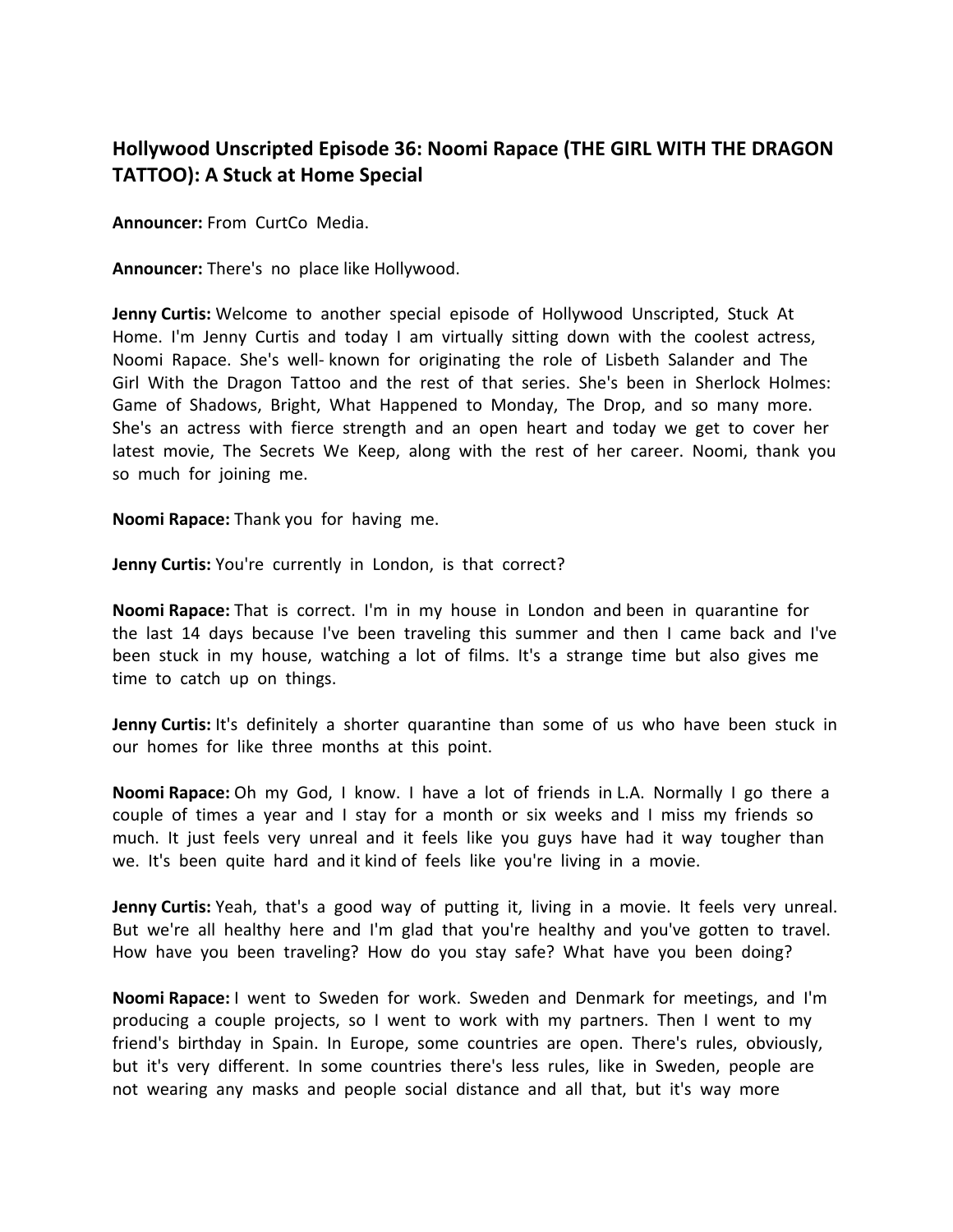## Hollywood Unscripted Episode 36: Noomi Rapace (THE GIRL WITH THE DRAGON TATTOO): A Stuck at Home Special

**Announcer:** From CurtCo Media.

**Announcer:** There's no place like Hollywood.

**Jenny Curtis:** Welcome to another special episode of Hollywood Unscripted, Stuck At Home. I'm Jenny Curtis and today I am virtually sitting down with the coolest actress, Noomi Rapace. She's well- known for originating the role of Lisbeth Salander and The Girl With the Dragon Tattoo and the rest of that series. She's been in Sherlock Holmes: Game of Shadows, Bright, What Happened to Monday, The Drop, and so many more. She's an actress with fierce strength and an open heart and today we get to cover her latest movie, The Secrets We Keep, along with the rest of her career. Noomi, thank you so much for joining me.

**Noomi Rapace:** Thank you for having me.

**Jenny Curtis:** You're currently in London, is that correct?

**Noomi Rapace:** That is correct. I'm in my house in London and been in quarantine for the last 14 days because I've been traveling this summer and then I came back and I've been stuck in my house, watching a lot of films. It's a strange time but also gives me time to catch up on things.

**Jenny Curtis:** It's definitely a shorter quarantine than some of us who have been stuck in our homes for like three months at this point.

**Noomi Rapace:** Oh my God, I know. I have a lot of friends in L.A. Normally I go there a couple of times a year and I stay for a month or six weeks and I miss my friends so much. It just feels very unreal and it feels like you guys have had it way tougher than we. It's been quite hard and it kind of feels like you're living in a movie.

**Jenny Curtis:** Yeah, that's a good way of putting it, living in a movie. It feels very unreal. But we're all healthy here and I'm glad that you're healthy and you've gotten to travel. How have you been traveling? How do you stay safe? What have you been doing?

**Noomi Rapace:** I went to Sweden for work. Sweden and Denmark for meetings, and I'm producing a couple projects, so I went to work with my partners. Then I went to my friend's birthday in Spain. In Europe, some countries are open. There's rules, obviously, but it's very different. In some countries there's less rules, like in Sweden, people are not wearing any masks and people social distance and all that, but it's way more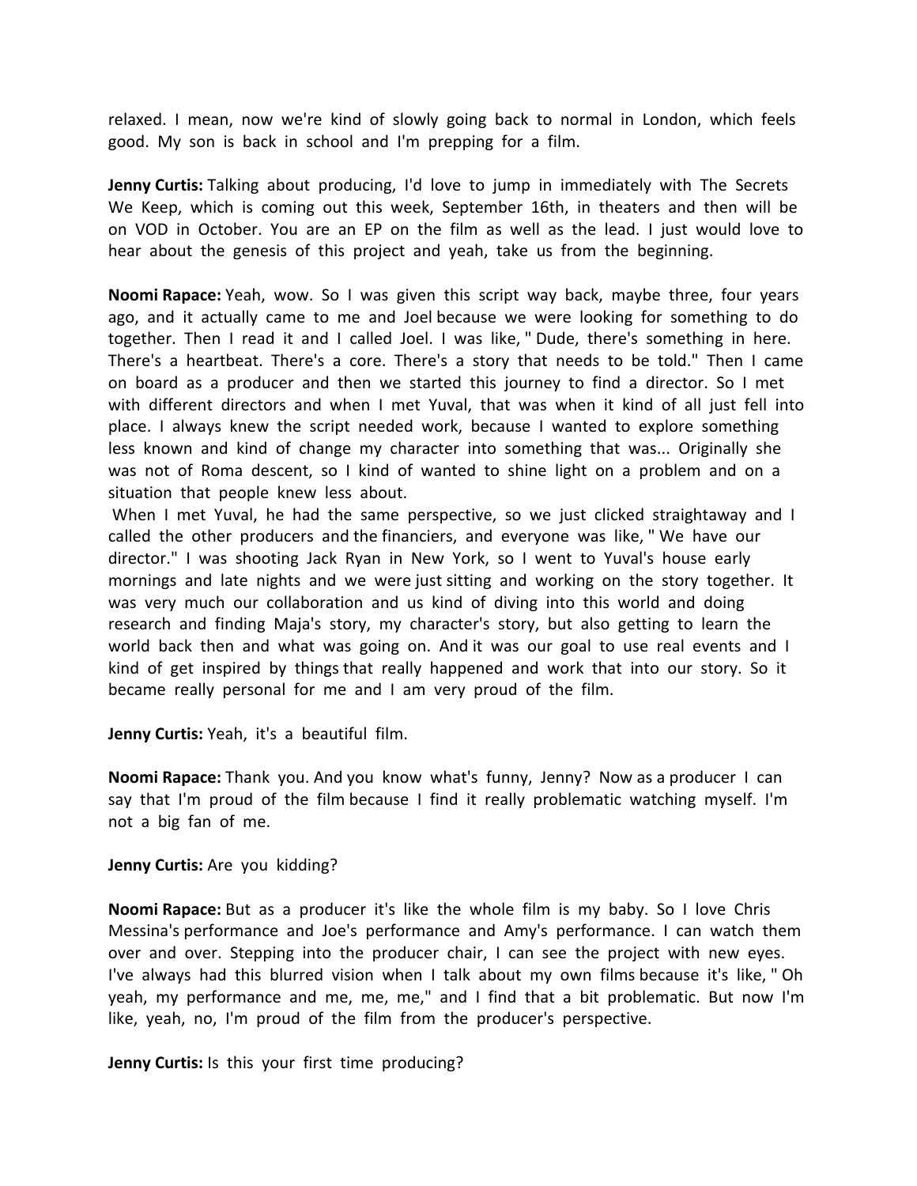relaxed. I mean, now we're kind of slowly going back to normal in London, which feels good. My son is back in school and I'm prepping for a film.

**Jenny Curtis:** Talking about producing, I'd love to jump in immediately with The Secrets We Keep, which is coming out this week, September 16th, in theaters and then will be on VOD in October. You are an EP on the film as well as the lead. I just would love to hear about the genesis of this project and yeah, take us from the beginning.

**Noomi Rapace:** Yeah, wow. So I was given this script way back, maybe three, four years ago, and it actually came to me and Joel because we were looking for something to do together. Then I read it and I called Joel. I was like, " Dude, there's something in here. There's a heartbeat. There's a core. There's a story that needs to be told." Then I came on board as a producer and then we started this journey to find a director. So I met with different directors and when I met Yuval, that was when it kind of all just fell into place. I always knew the script needed work, because I wanted to explore something less known and kind of change my character into something that was... Originally she was not of Roma descent, so I kind of wanted to shine light on a problem and on a situation that people knew less about.

When I met Yuval, he had the same perspective, so we just clicked straightaway and I called the other producers and the financiers, and everyone was like, " We have our director." I was shooting Jack Ryan in New York, so I went to Yuval's house early mornings and late nights and we were just sitting and working on the story together. It was very much our collaboration and us kind of diving into this world and doing research and finding Maja's story, my character's story, but also getting to learn the world back then and what was going on. And it was our goal to use real events and I kind of get inspired by things that really happened and work that into our story. So it became really personal for me and I am very proud of the film.

**Jenny Curtis:** Yeah, it's a beautiful film.

**Noomi Rapace:** Thank you. And you know what's funny, Jenny? Now as a producer I can say that I'm proud of the film because I find it really problematic watching myself. I'm not a big fan of me.

**Jenny Curtis:** Are you kidding?

**Noomi Rapace:** But as a producer it's like the whole film is my baby. So I love Chris Messina's performance and Joe's performance and Amy's performance. I can watch them over and over. Stepping into the producer chair, I can see the project with new eyes. I've always had this blurred vision when I talk about my own films because it's like, " Oh yeah, my performance and me, me, me," and I find that a bit problematic. But now I'm like, yeah, no, I'm proud of the film from the producer's perspective.

**Jenny Curtis:** Is this your first time producing?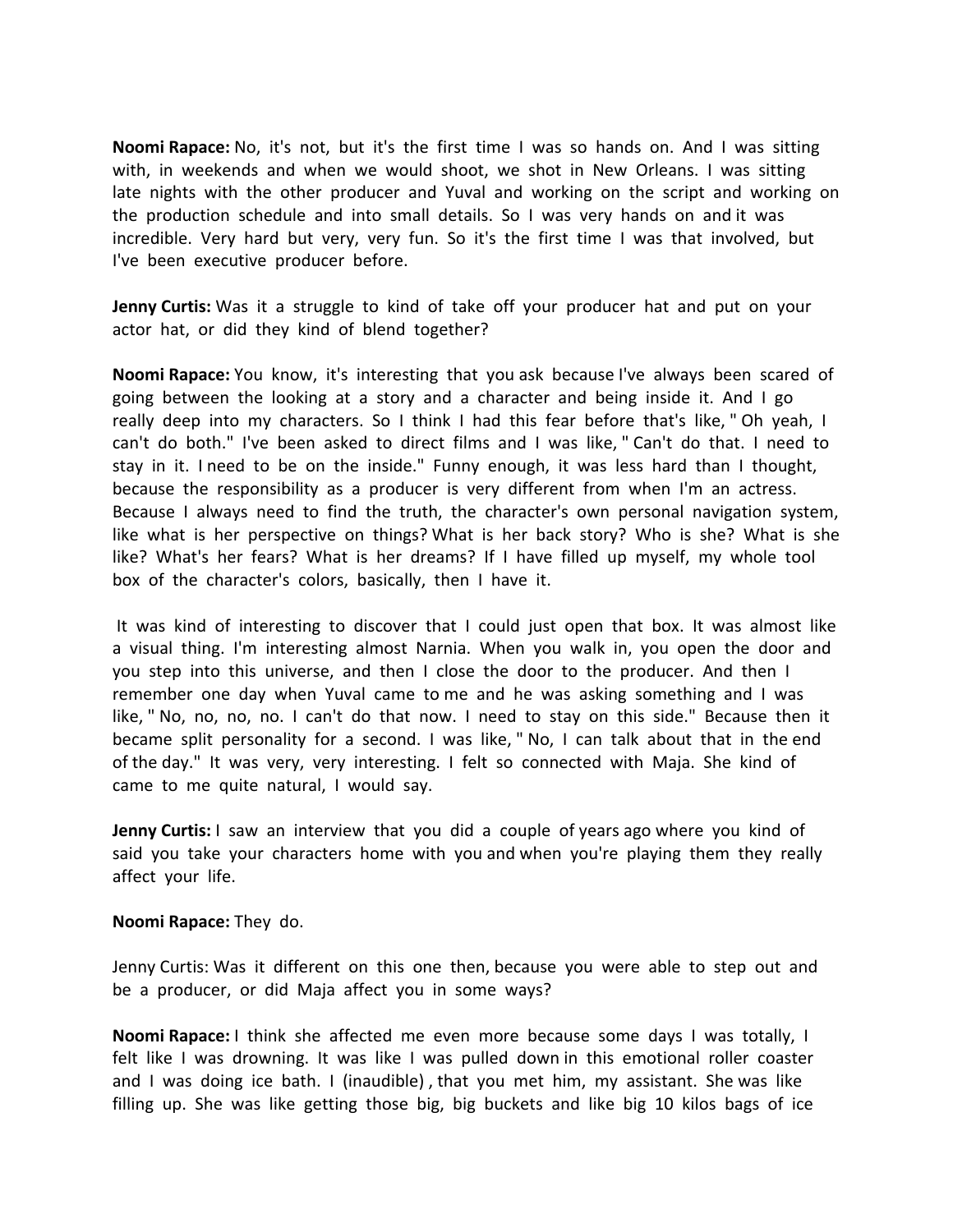**Noomi Rapace:** No, it's not, but it's the first time I was so hands on. And I was sitting with, in weekends and when we would shoot, we shot in New Orleans. I was sitting late nights with the other producer and Yuval and working on the script and working on the production schedule and into small details. So I was very hands on and it was incredible. Very hard but very, very fun. So it's the first time I was that involved, but I've been executive producer before.

**Jenny Curtis:** Was it a struggle to kind of take off your producer hat and put on your actor hat, or did they kind of blend together?

**Noomi Rapace:** You know, it's interesting that you ask because I've always been scared of going between the looking at a story and a character and being inside it. And I go really deep into my characters. So I think I had this fear before that's like, " Oh yeah, I can't do both." I've been asked to direct films and I was like, " Can't do that. I need to stay in it. I need to be on the inside." Funny enough, it was less hard than I thought, because the responsibility as a producer is very different from when I'm an actress. Because I always need to find the truth, the character's own personal navigation system, like what is her perspective on things? What is her back story? Who is she? What is she like? What's her fears? What is her dreams? If I have filled up myself, my whole tool box of the character's colors, basically, then I have it.

It was kind of interesting to discover that I could just open that box. It was almost like a visual thing. I'm interesting almost Narnia. When you walk in, you open the door and you step into this universe, and then I close the door to the producer. And then I remember one day when Yuval came to me and he was asking something and I was like, " No, no, no, no. I can't do that now. I need to stay on this side." Because then it became split personality for a second. I was like, " No, I can talk about that in the end of the day." It was very, very interesting. I felt so connected with Maja. She kind of came to me quite natural, I would say.

**Jenny Curtis:** I saw an interview that you did a couple of years ago where you kind of said you take your characters home with you and when you're playing them they really affect your life.

**Noomi Rapace:** They do.

Jenny Curtis: Was it different on this one then, because you were able to step out and be a producer, or did Maja affect you in some ways?

**Noomi Rapace:** I think she affected me even more because some days I was totally, I felt like I was drowning. It was like I was pulled down in this emotional roller coaster and I was doing ice bath. I (inaudible) , that you met him, my assistant. She was like filling up. She was like getting those big, big buckets and like big 10 kilos bags of ice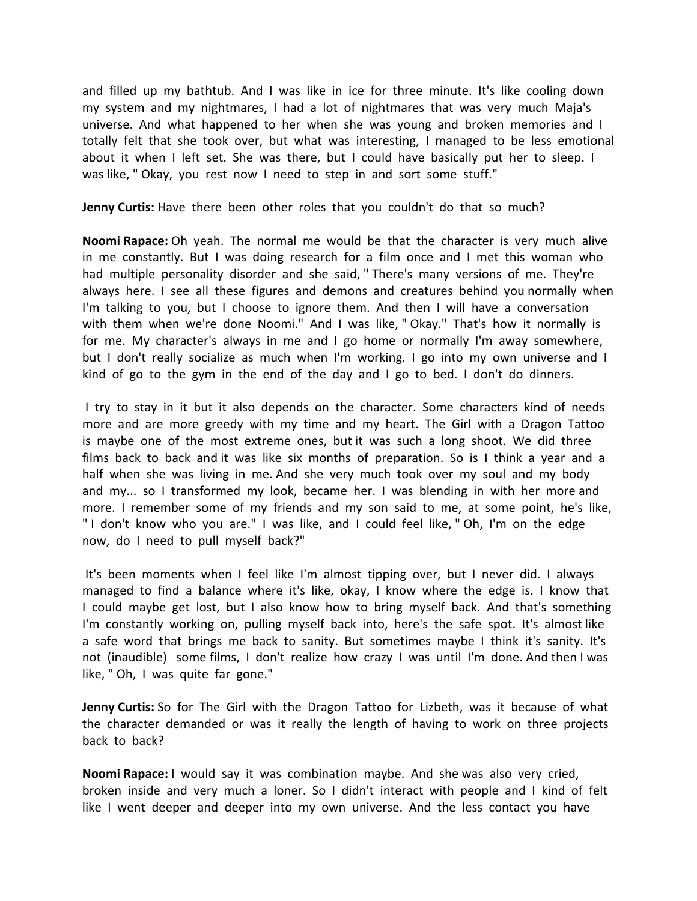and filled up my bathtub. And I was like in ice for three minute. It's like cooling down my system and my nightmares, I had a lot of nightmares that was very much Maja's universe. And what happened to her when she was young and broken memories and I totally felt that she took over, but what was interesting, I managed to be less emotional about it when I left set. She was there, but I could have basically put her to sleep. I was like, " Okay, you rest now I need to step in and sort some stuff."

**Jenny Curtis:** Have there been other roles that you couldn't do that so much?

**Noomi Rapace:** Oh yeah. The normal me would be that the character is very much alive in me constantly. But I was doing research for a film once and I met this woman who had multiple personality disorder and she said, " There's many versions of me. They're always here. I see all these figures and demons and creatures behind you normally when I'm talking to you, but I choose to ignore them. And then I will have a conversation with them when we're done Noomi." And I was like, " Okay." That's how it normally is for me. My character's always in me and I go home or normally I'm away somewhere, but I don't really socialize as much when I'm working. I go into my own universe and I kind of go to the gym in the end of the day and I go to bed. I don't do dinners.

I try to stay in it but it also depends on the character. Some characters kind of needs more and are more greedy with my time and my heart. The Girl with a Dragon Tattoo is maybe one of the most extreme ones, but it was such a long shoot. We did three films back to back and it was like six months of preparation. So is I think a year and a half when she was living in me. And she very much took over my soul and my body and my... so I transformed my look, became her. I was blending in with her more and more. I remember some of my friends and my son said to me, at some point, he's like, " I don't know who you are." I was like, and I could feel like, " Oh, I'm on the edge now, do I need to pull myself back?"

It's been moments when I feel like I'm almost tipping over, but I never did. I always managed to find a balance where it's like, okay, I know where the edge is. I know that I could maybe get lost, but I also know how to bring myself back. And that's something I'm constantly working on, pulling myself back into, here's the safe spot. It's almost like a safe word that brings me back to sanity. But sometimes maybe I think it's sanity. It's not (inaudible) some films, I don't realize how crazy I was until I'm done. And then I was like, " Oh, I was quite far gone."

**Jenny Curtis:** So for The Girl with the Dragon Tattoo for Lizbeth, was it because of what the character demanded or was it really the length of having to work on three projects back to back?

**Noomi Rapace:** I would say it was combination maybe. And she was also very cried, broken inside and very much a loner. So I didn't interact with people and I kind of felt like I went deeper and deeper into my own universe. And the less contact you have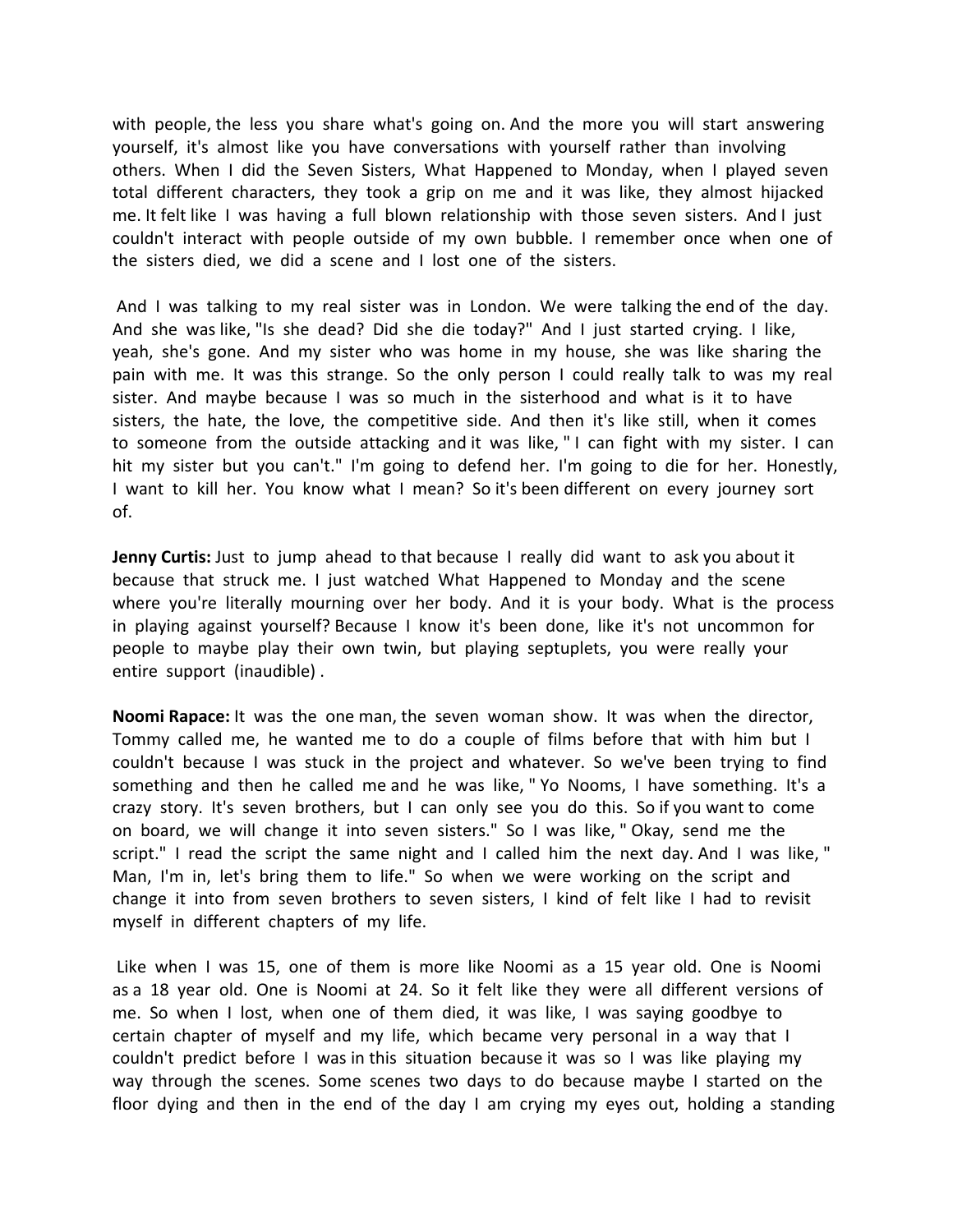with people, the less you share what's going on. And the more you will start answering yourself, it's almost like you have conversations with yourself rather than involving others. When I did the Seven Sisters, What Happened to Monday, when I played seven total different characters, they took a grip on me and it was like, they almost hijacked me. It felt like I was having a full blown relationship with those seven sisters. And I just couldn't interact with people outside of my own bubble. I remember once when one of the sisters died, we did a scene and I lost one of the sisters.

And I was talking to my real sister was in London. We were talking the end of the day. And she was like, "Is she dead? Did she die today?" And I just started crying. I like, yeah, she's gone. And my sister who was home in my house, she was like sharing the pain with me. It was this strange. So the only person I could really talk to was my real sister. And maybe because I was so much in the sisterhood and what is it to have sisters, the hate, the love, the competitive side. And then it's like still, when it comes to someone from the outside attacking and it was like, " I can fight with my sister. I can hit my sister but you can't." I'm going to defend her. I'm going to die for her. Honestly, I want to kill her. You know what I mean? So it's been different on every journey sort of.

**Jenny Curtis:** Just to jump ahead to that because I really did want to ask you about it because that struck me. I just watched What Happened to Monday and the scene where you're literally mourning over her body. And it is your body. What is the process in playing against yourself? Because I know it's been done, like it's not uncommon for people to maybe play their own twin, but playing septuplets, you were really your entire support (inaudible) .

**Noomi Rapace:** It was the one man, the seven woman show. It was when the director, Tommy called me, he wanted me to do a couple of films before that with him but I couldn't because I was stuck in the project and whatever. So we've been trying to find something and then he called me and he was like, " Yo Nooms, I have something. It's a crazy story. It's seven brothers, but I can only see you do this. So if you want to come on board, we will change it into seven sisters." So I was like, " Okay, send me the script." I read the script the same night and I called him the next day. And I was like, " Man, I'm in, let's bring them to life." So when we were working on the script and change it into from seven brothers to seven sisters, I kind of felt like I had to revisit myself in different chapters of my life.

Like when I was 15, one of them is more like Noomi as a 15 year old. One is Noomi as a 18 year old. One is Noomi at 24. So it felt like they were all different versions of me. So when I lost, when one of them died, it was like, I was saying goodbye to certain chapter of myself and my life, which became very personal in a way that I couldn't predict before I was in this situation because it was so I was like playing my way through the scenes. Some scenes two days to do because maybe I started on the floor dying and then in the end of the day I am crying my eyes out, holding a standing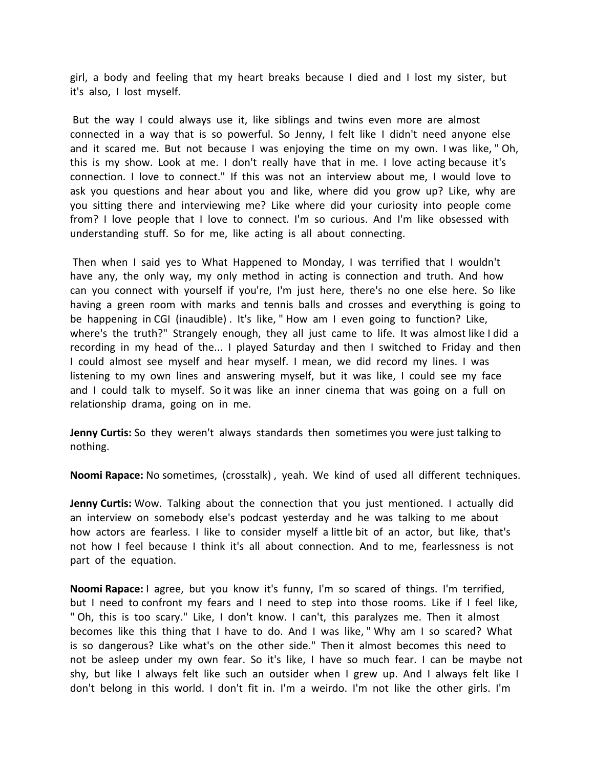girl, a body and feeling that my heart breaks because I died and I lost my sister, but it's also, I lost myself.

But the way I could always use it, like siblings and twins even more are almost connected in a way that is so powerful. So Jenny, I felt like I didn't need anyone else and it scared me. But not because I was enjoying the time on my own. I was like, " Oh, this is my show. Look at me. I don't really have that in me. I love acting because it's connection. I love to connect." If this was not an interview about me, I would love to ask you questions and hear about you and like, where did you grow up? Like, why are you sitting there and interviewing me? Like where did your curiosity into people come from? I love people that I love to connect. I'm so curious. And I'm like obsessed with understanding stuff. So for me, like acting is all about connecting.

Then when I said yes to What Happened to Monday, I was terrified that I wouldn't have any, the only way, my only method in acting is connection and truth. And how can you connect with yourself if you're, I'm just here, there's no one else here. So like having a green room with marks and tennis balls and crosses and everything is going to be happening in CGI (inaudible) . It's like, " How am I even going to function? Like, where's the truth?" Strangely enough, they all just came to life. It was almost like I did a recording in my head of the... I played Saturday and then I switched to Friday and then I could almost see myself and hear myself. I mean, we did record my lines. I was listening to my own lines and answering myself, but it was like, I could see my face and I could talk to myself. So it was like an inner cinema that was going on a full on relationship drama, going on in me.

**Jenny Curtis:** So they weren't always standards then sometimes you were just talking to nothing.

**Noomi Rapace:** No sometimes, (crosstalk) , yeah. We kind of used all different techniques.

**Jenny Curtis:** Wow. Talking about the connection that you just mentioned. I actually did an interview on somebody else's podcast yesterday and he was talking to me about how actors are fearless. I like to consider myself a little bit of an actor, but like, that's not how I feel because I think it's all about connection. And to me, fearlessness is not part of the equation.

**Noomi Rapace:** I agree, but you know it's funny, I'm so scared of things. I'm terrified, but I need to confront my fears and I need to step into those rooms. Like if I feel like, " Oh, this is too scary." Like, I don't know. I can't, this paralyzes me. Then it almost becomes like this thing that I have to do. And I was like, " Why am I so scared? What is so dangerous? Like what's on the other side." Then it almost becomes this need to not be asleep under my own fear. So it's like, I have so much fear. I can be maybe not shy, but like I always felt like such an outsider when I grew up. And I always felt like I don't belong in this world. I don't fit in. I'm a weirdo. I'm not like the other girls. I'm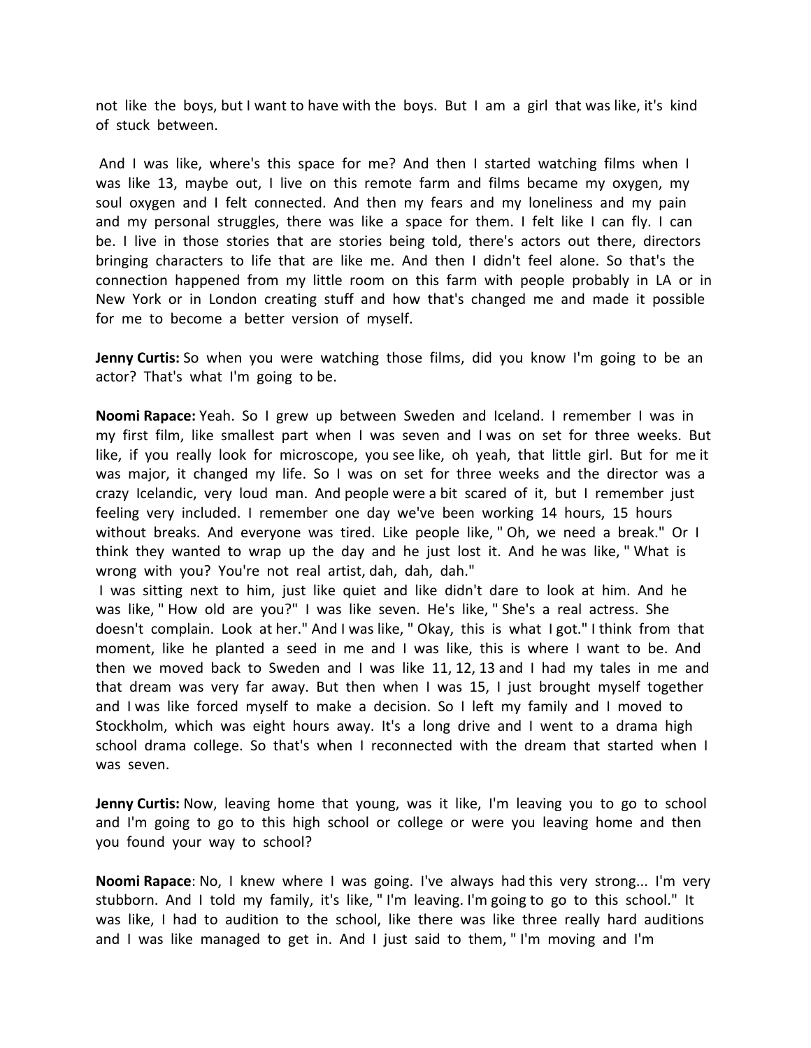not like the boys, but I want to have with the boys. But I am a girl that was like, it's kind of stuck between.

And I was like, where's this space for me? And then I started watching films when I was like 13, maybe out, I live on this remote farm and films became my oxygen, my soul oxygen and I felt connected. And then my fears and my loneliness and my pain and my personal struggles, there was like a space for them. I felt like I can fly. I can be. I live in those stories that are stories being told, there's actors out there, directors bringing characters to life that are like me. And then I didn't feel alone. So that's the connection happened from my little room on this farm with people probably in LA or in New York or in London creating stuff and how that's changed me and made it possible for me to become a better version of myself.

**Jenny Curtis:** So when you were watching those films, did you know I'm going to be an actor? That's what I'm going to be.

**Noomi Rapace:** Yeah. So I grew up between Sweden and Iceland. I remember I was in my first film, like smallest part when I was seven and I was on set for three weeks. But like, if you really look for microscope, you see like, oh yeah, that little girl. But for me it was major, it changed my life. So I was on set for three weeks and the director was a crazy Icelandic, very loud man. And people were a bit scared of it, but I remember just feeling very included. I remember one day we've been working 14 hours, 15 hours without breaks. And everyone was tired. Like people like, " Oh, we need a break." Or I think they wanted to wrap up the day and he just lost it. And he was like, " What is wrong with you? You're not real artist, dah, dah, dah."

I was sitting next to him, just like quiet and like didn't dare to look at him. And he was like, " How old are you?" I was like seven. He's like, " She's a real actress. She doesn't complain. Look at her." And I was like, " Okay, this is what I got." I think from that moment, like he planted a seed in me and I was like, this is where I want to be. And then we moved back to Sweden and I was like 11, 12, 13 and I had my tales in me and that dream was very far away. But then when I was 15, I just brought myself together and I was like forced myself to make a decision. So I left my family and I moved to Stockholm, which was eight hours away. It's a long drive and I went to a drama high school drama college. So that's when I reconnected with the dream that started when I was seven.

**Jenny Curtis:** Now, leaving home that young, was it like, I'm leaving you to go to school and I'm going to go to this high school or college or were you leaving home and then you found your way to school?

**Noomi Rapace**: No, I knew where I was going. I've always had this very strong... I'm very stubborn. And I told my family, it's like, " I'm leaving. I'm going to go to this school." It was like, I had to audition to the school, like there was like three really hard auditions and I was like managed to get in. And I just said to them, " I'm moving and I'm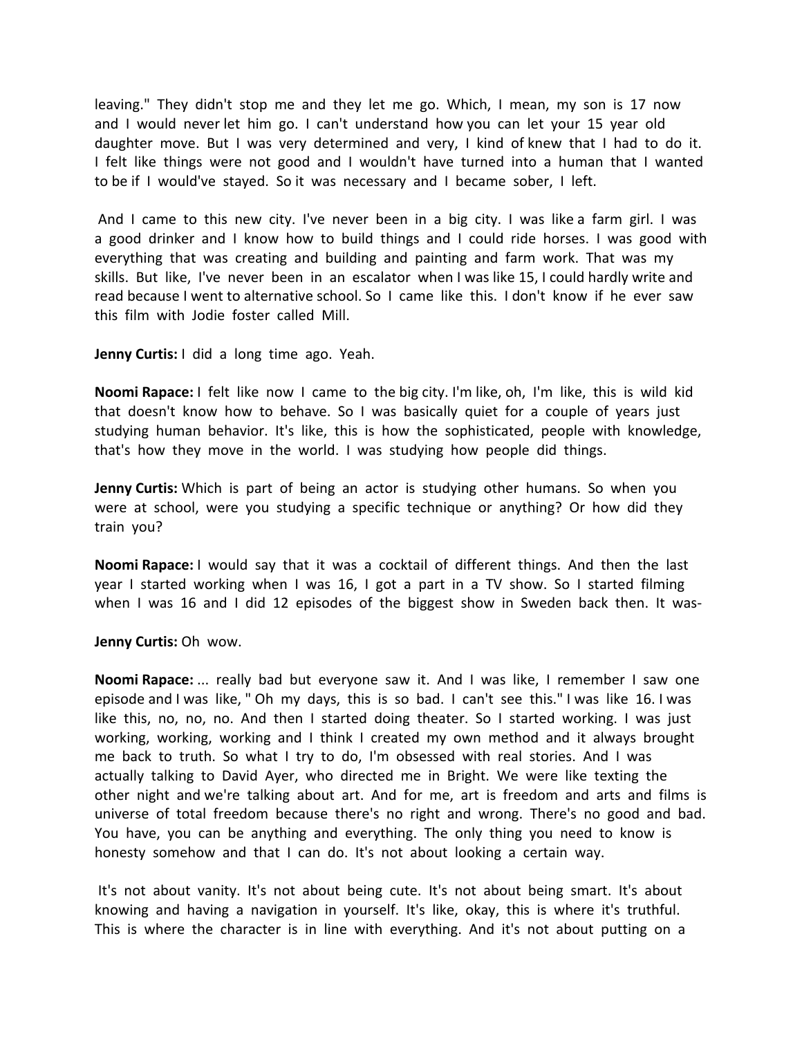leaving." They didn't stop me and they let me go. Which, I mean, my son is 17 now and I would never let him go. I can't understand how you can let your 15 year old daughter move. But I was very determined and very, I kind of knew that I had to do it. I felt like things were not good and I wouldn't have turned into a human that I wanted to be if I would've stayed. So it was necessary and I became sober, I left.

And I came to this new city. I've never been in a big city. I was like a farm girl. I was a good drinker and I know how to build things and I could ride horses. I was good with everything that was creating and building and painting and farm work. That was my skills. But like, I've never been in an escalator when I was like 15, I could hardly write and read because I went to alternative school. So I came like this. I don't know if he ever saw this film with Jodie foster called Mill.

**Jenny Curtis:** I did a long time ago. Yeah.

**Noomi Rapace:** I felt like now I came to the big city. I'm like, oh, I'm like, this is wild kid that doesn't know how to behave. So I was basically quiet for a couple of years just studying human behavior. It's like, this is how the sophisticated, people with knowledge, that's how they move in the world. I was studying how people did things.

**Jenny Curtis:** Which is part of being an actor is studying other humans. So when you were at school, were you studying a specific technique or anything? Or how did they train you?

**Noomi Rapace:** I would say that it was a cocktail of different things. And then the last year I started working when I was 16, I got a part in a TV show. So I started filming when I was 16 and I did 12 episodes of the biggest show in Sweden back then. It was-

**Jenny Curtis:** Oh wow.

**Noomi Rapace:** ... really bad but everyone saw it. And I was like, I remember I saw one episode and I was like, " Oh my days, this is so bad. I can't see this." I was like 16. I was like this, no, no, no. And then I started doing theater. So I started working. I was just working, working, working and I think I created my own method and it always brought me back to truth. So what I try to do, I'm obsessed with real stories. And I was actually talking to David Ayer, who directed me in Bright. We were like texting the other night and we're talking about art. And for me, art is freedom and arts and films is universe of total freedom because there's no right and wrong. There's no good and bad. You have, you can be anything and everything. The only thing you need to know is honesty somehow and that I can do. It's not about looking a certain way.

It's not about vanity. It's not about being cute. It's not about being smart. It's about knowing and having a navigation in yourself. It's like, okay, this is where it's truthful. This is where the character is in line with everything. And it's not about putting on a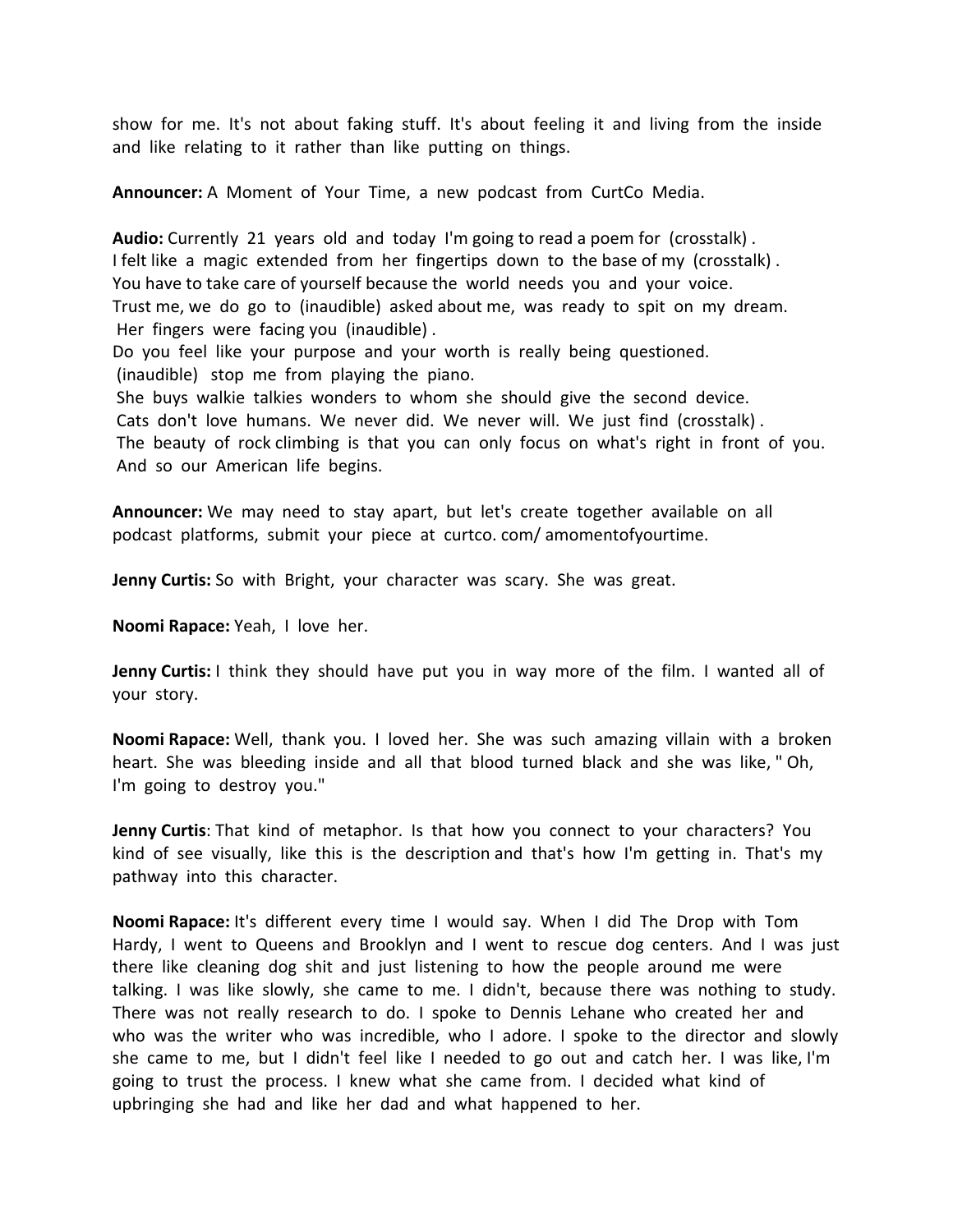show for me. It's not about faking stuff. It's about feeling it and living from the inside and like relating to it rather than like putting on things.

**Announcer:** A Moment of Your Time, a new podcast from CurtCo Media.

**Audio:** Currently 21 years old and today I'm going to read a poem for (crosstalk) .
I felt like a magic extended from her fingertips down to the base of my (crosstalk) .
You have to take care of yourself because the world needs you and your voice.
Trust me, we do go to (inaudible) asked about me, was ready to spit on my dream.
Her fingers were facing you (inaudible) .
Do you feel like your purpose and your worth is really being questioned.
(inaudible) stop me from playing the piano.
She buys walkie talkies wonders to whom she should give the second device.
Cats don't love humans. We never did. We never will. We just find (crosstalk) .
The beauty of rock climbing is that you can only focus on what's right in front of you.
And so our American life begins.

**Announcer:** We may need to stay apart, but let's create together available on all podcast platforms, submit your piece at curtco. com/ amomentofyourtime.

**Jenny Curtis:** So with Bright, your character was scary. She was great.

**Noomi Rapace:** Yeah, I love her.

**Jenny Curtis:** I think they should have put you in way more of the film. I wanted all of your story.

**Noomi Rapace:** Well, thank you. I loved her. She was such amazing villain with a broken heart. She was bleeding inside and all that blood turned black and she was like, " Oh, I'm going to destroy you."

**Jenny Curtis**: That kind of metaphor. Is that how you connect to your characters? You kind of see visually, like this is the description and that's how I'm getting in. That's my pathway into this character.

**Noomi Rapace:** It's different every time I would say. When I did The Drop with Tom Hardy, I went to Queens and Brooklyn and I went to rescue dog centers. And I was just there like cleaning dog shit and just listening to how the people around me were talking. I was like slowly, she came to me. I didn't, because there was nothing to study. There was not really research to do. I spoke to Dennis Lehane who created her and who was the writer who was incredible, who I adore. I spoke to the director and slowly she came to me, but I didn't feel like I needed to go out and catch her. I was like, I'm going to trust the process. I knew what she came from. I decided what kind of upbringing she had and like her dad and what happened to her.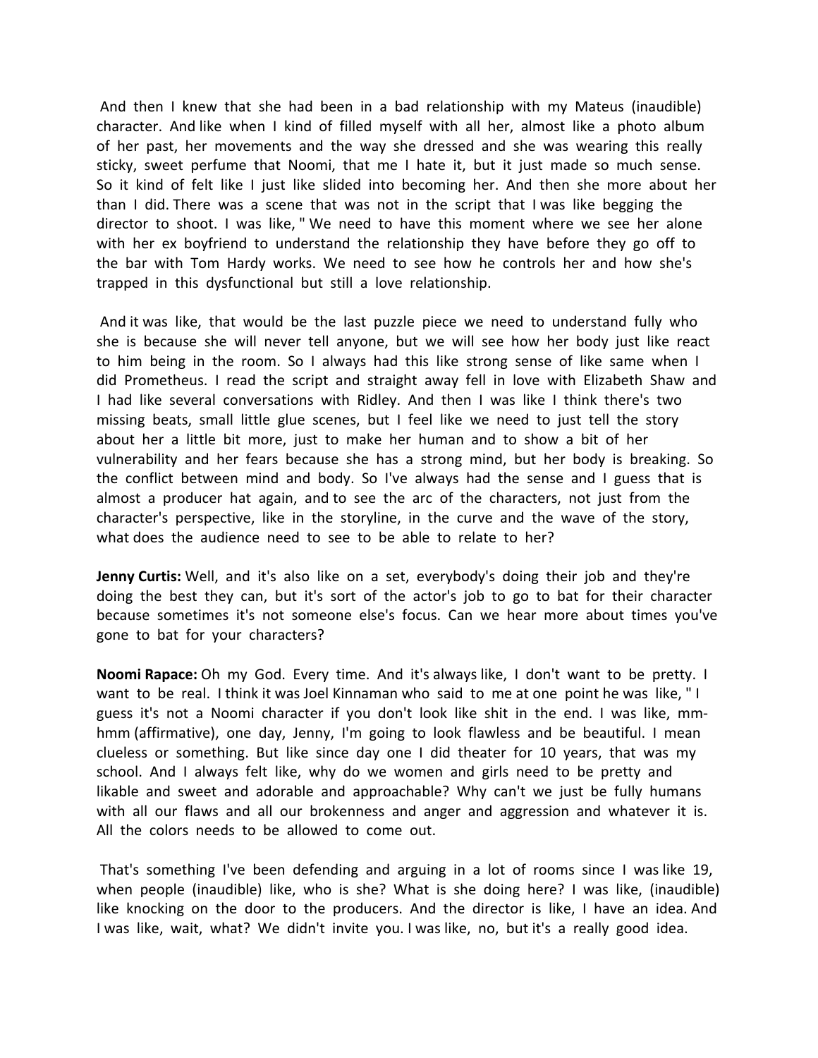And then I knew that she had been in a bad relationship with my Mateus (inaudible) character. And like when I kind of filled myself with all her, almost like a photo album of her past, her movements and the way she dressed and she was wearing this really sticky, sweet perfume that Noomi, that me I hate it, but it just made so much sense. So it kind of felt like I just like slided into becoming her. And then she more about her than I did. There was a scene that was not in the script that I was like begging the director to shoot. I was like, " We need to have this moment where we see her alone with her ex boyfriend to understand the relationship they have before they go off to the bar with Tom Hardy works. We need to see how he controls her and how she's trapped in this dysfunctional but still a love relationship.

And it was like, that would be the last puzzle piece we need to understand fully who she is because she will never tell anyone, but we will see how her body just like react to him being in the room. So I always had this like strong sense of like same when I did Prometheus. I read the script and straight away fell in love with Elizabeth Shaw and I had like several conversations with Ridley. And then I was like I think there's two missing beats, small little glue scenes, but I feel like we need to just tell the story about her a little bit more, just to make her human and to show a bit of her vulnerability and her fears because she has a strong mind, but her body is breaking. So the conflict between mind and body. So I've always had the sense and I guess that is almost a producer hat again, and to see the arc of the characters, not just from the character's perspective, like in the storyline, in the curve and the wave of the story, what does the audience need to see to be able to relate to her?

**Jenny Curtis:** Well, and it's also like on a set, everybody's doing their job and they're doing the best they can, but it's sort of the actor's job to go to bat for their character because sometimes it's not someone else's focus. Can we hear more about times you've gone to bat for your characters?

**Noomi Rapace:** Oh my God. Every time. And it's always like, I don't want to be pretty. I want to be real. I think it was Joel Kinnaman who said to me at one point he was like, " I guess it's not a Noomi character if you don't look like shit in the end. I was like, mm-hmm (affirmative), one day, Jenny, I'm going to look flawless and be beautiful. I mean clueless or something. But like since day one I did theater for 10 years, that was my school. And I always felt like, why do we women and girls need to be pretty and likable and sweet and adorable and approachable? Why can't we just be fully humans with all our flaws and all our brokenness and anger and aggression and whatever it is. All the colors needs to be allowed to come out.

That's something I've been defending and arguing in a lot of rooms since I was like 19, when people (inaudible) like, who is she? What is she doing here? I was like, (inaudible) like knocking on the door to the producers. And the director is like, I have an idea. And I was like, wait, what? We didn't invite you. I was like, no, but it's a really good idea.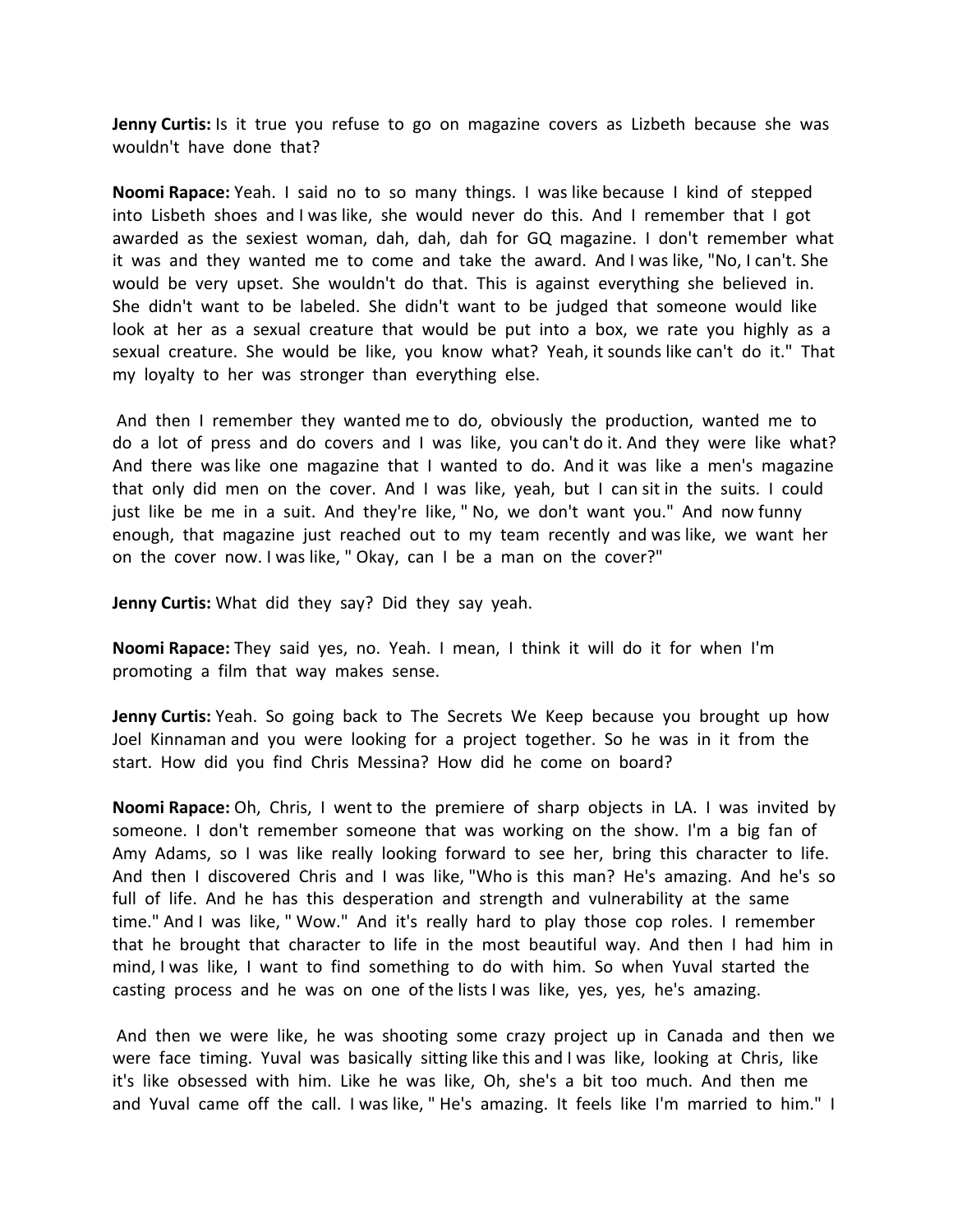**Jenny Curtis:** Is it true you refuse to go on magazine covers as Lizbeth because she was wouldn't have done that?

**Noomi Rapace:** Yeah. I said no to so many things. I was like because I kind of stepped into Lisbeth shoes and I was like, she would never do this. And I remember that I got awarded as the sexiest woman, dah, dah, dah for GQ magazine. I don't remember what it was and they wanted me to come and take the award. And I was like, "No, I can't. She would be very upset. She wouldn't do that. This is against everything she believed in. She didn't want to be labeled. She didn't want to be judged that someone would like look at her as a sexual creature that would be put into a box, we rate you highly as a sexual creature. She would be like, you know what? Yeah, it sounds like can't do it." That my loyalty to her was stronger than everything else.

And then I remember they wanted me to do, obviously the production, wanted me to do a lot of press and do covers and I was like, you can't do it. And they were like what? And there was like one magazine that I wanted to do. And it was like a men's magazine that only did men on the cover. And I was like, yeah, but I can sit in the suits. I could just like be me in a suit. And they're like, " No, we don't want you." And now funny enough, that magazine just reached out to my team recently and was like, we want her on the cover now. I was like, " Okay, can I be a man on the cover?"

**Jenny Curtis:** What did they say? Did they say yeah.

**Noomi Rapace:** They said yes, no. Yeah. I mean, I think it will do it for when I'm promoting a film that way makes sense.

**Jenny Curtis:** Yeah. So going back to The Secrets We Keep because you brought up how Joel Kinnaman and you were looking for a project together. So he was in it from the start. How did you find Chris Messina? How did he come on board?

**Noomi Rapace:** Oh, Chris, I went to the premiere of sharp objects in LA. I was invited by someone. I don't remember someone that was working on the show. I'm a big fan of Amy Adams, so I was like really looking forward to see her, bring this character to life. And then I discovered Chris and I was like, "Who is this man? He's amazing. And he's so full of life. And he has this desperation and strength and vulnerability at the same time." And I was like, " Wow." And it's really hard to play those cop roles. I remember that he brought that character to life in the most beautiful way. And then I had him in mind, I was like, I want to find something to do with him. So when Yuval started the casting process and he was on one of the lists I was like, yes, yes, he's amazing.

And then we were like, he was shooting some crazy project up in Canada and then we were face timing. Yuval was basically sitting like this and I was like, looking at Chris, like it's like obsessed with him. Like he was like, Oh, she's a bit too much. And then me and Yuval came off the call. I was like, " He's amazing. It feels like I'm married to him." I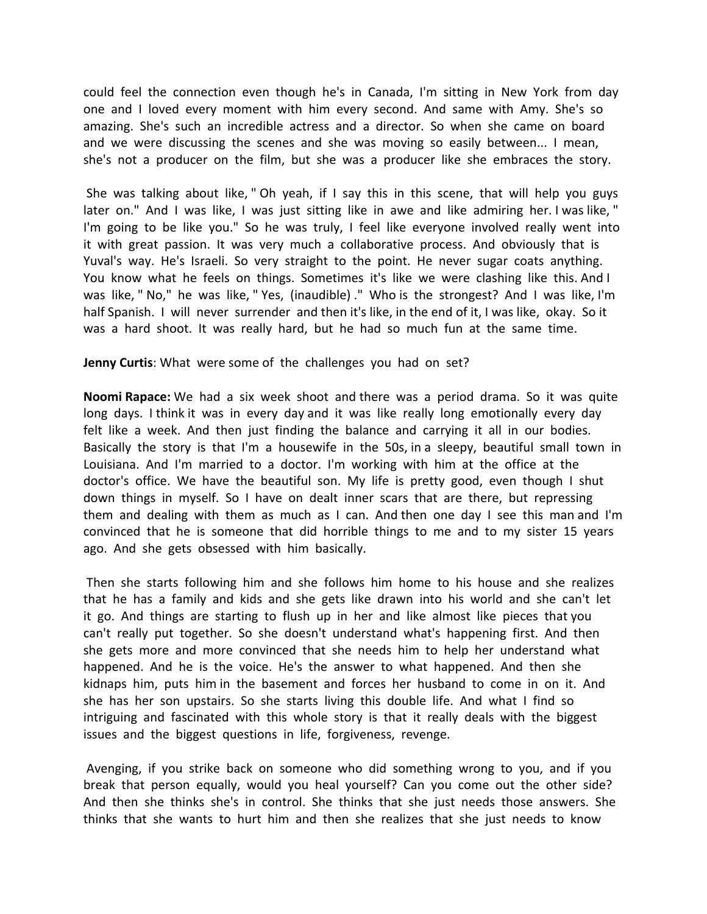could feel the connection even though he's in Canada, I'm sitting in New York from day one and I loved every moment with him every second. And same with Amy. She's so amazing. She's such an incredible actress and a director. So when she came on board and we were discussing the scenes and she was moving so easily between... I mean, she's not a producer on the film, but she was a producer like she embraces the story.

She was talking about like, " Oh yeah, if I say this in this scene, that will help you guys later on." And I was like, I was just sitting like in awe and like admiring her. I was like, " I'm going to be like you." So he was truly, I feel like everyone involved really went into it with great passion. It was very much a collaborative process. And obviously that is Yuval's way. He's Israeli. So very straight to the point. He never sugar coats anything. You know what he feels on things. Sometimes it's like we were clashing like this. And I was like, " No," he was like, " Yes, (inaudible) ." Who is the strongest? And I was like, I'm half Spanish. I will never surrender and then it's like, in the end of it, I was like, okay. So it was a hard shoot. It was really hard, but he had so much fun at the same time.

**Jenny Curtis**: What were some of the challenges you had on set?

**Noomi Rapace:** We had a six week shoot and there was a period drama. So it was quite long days. I think it was in every day and it was like really long emotionally every day felt like a week. And then just finding the balance and carrying it all in our bodies. Basically the story is that I'm a housewife in the 50s, in a sleepy, beautiful small town in Louisiana. And I'm married to a doctor. I'm working with him at the office at the doctor's office. We have the beautiful son. My life is pretty good, even though I shut down things in myself. So I have on dealt inner scars that are there, but repressing them and dealing with them as much as I can. And then one day I see this man and I'm convinced that he is someone that did horrible things to me and to my sister 15 years ago. And she gets obsessed with him basically.

Then she starts following him and she follows him home to his house and she realizes that he has a family and kids and she gets like drawn into his world and she can't let it go. And things are starting to flush up in her and like almost like pieces that you can't really put together. So she doesn't understand what's happening first. And then she gets more and more convinced that she needs him to help her understand what happened. And he is the voice. He's the answer to what happened. And then she kidnaps him, puts him in the basement and forces her husband to come in on it. And she has her son upstairs. So she starts living this double life. And what I find so intriguing and fascinated with this whole story is that it really deals with the biggest issues and the biggest questions in life, forgiveness, revenge.

Avenging, if you strike back on someone who did something wrong to you, and if you break that person equally, would you heal yourself? Can you come out the other side? And then she thinks she's in control. She thinks that she just needs those answers. She thinks that she wants to hurt him and then she realizes that she just needs to know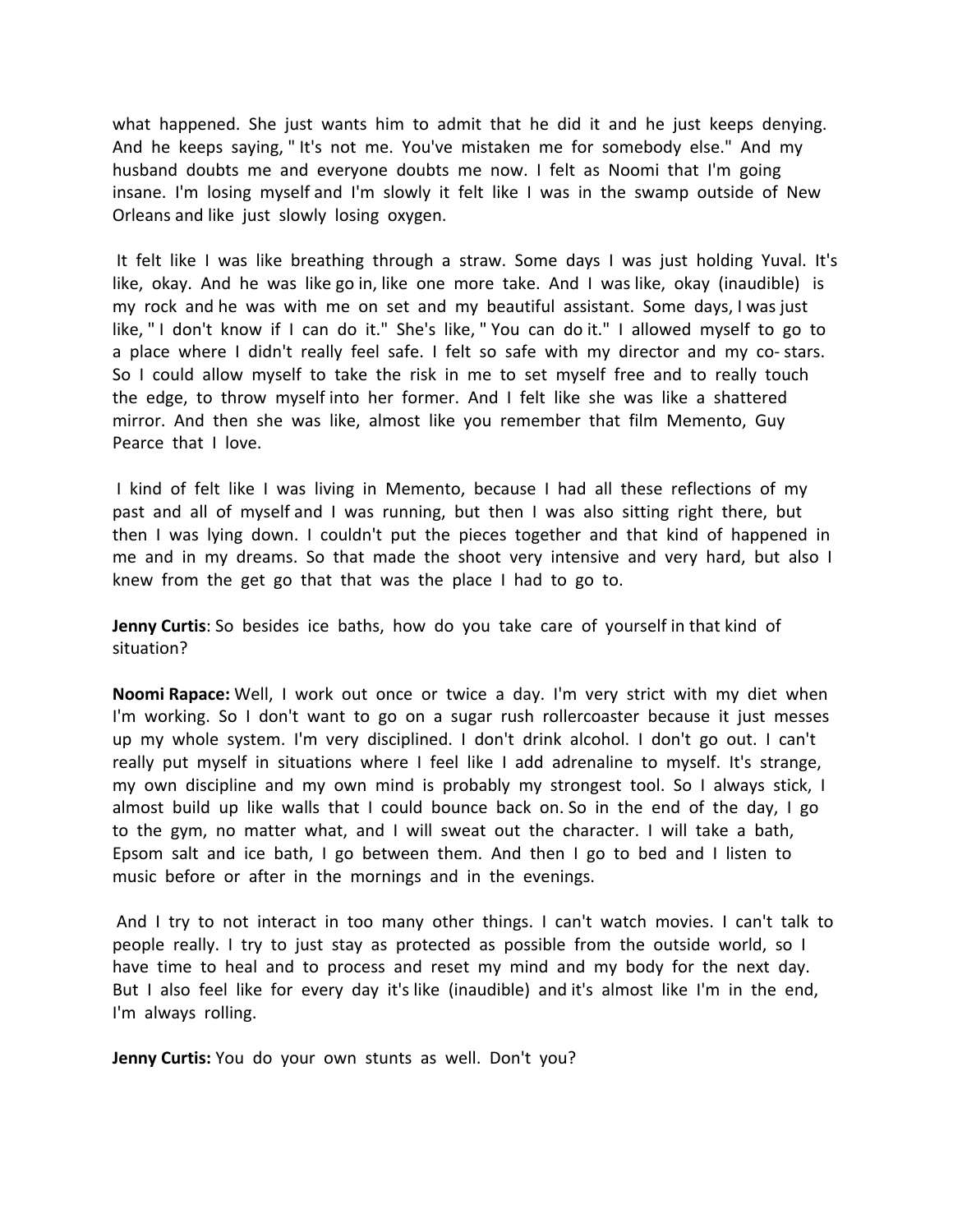what happened. She just wants him to admit that he did it and he just keeps denying. And he keeps saying, " It's not me. You've mistaken me for somebody else." And my husband doubts me and everyone doubts me now. I felt as Noomi that I'm going insane. I'm losing myself and I'm slowly it felt like I was in the swamp outside of New Orleans and like just slowly losing oxygen.

It felt like I was like breathing through a straw. Some days I was just holding Yuval. It's like, okay. And he was like go in, like one more take. And I was like, okay (inaudible) is my rock and he was with me on set and my beautiful assistant. Some days, I was just like, " I don't know if I can do it." She's like, " You can do it." I allowed myself to go to a place where I didn't really feel safe. I felt so safe with my director and my co- stars. So I could allow myself to take the risk in me to set myself free and to really touch the edge, to throw myself into her former. And I felt like she was like a shattered mirror. And then she was like, almost like you remember that film Memento, Guy Pearce that I love.

I kind of felt like I was living in Memento, because I had all these reflections of my past and all of myself and I was running, but then I was also sitting right there, but then I was lying down. I couldn't put the pieces together and that kind of happened in me and in my dreams. So that made the shoot very intensive and very hard, but also I knew from the get go that that was the place I had to go to.

**Jenny Curtis**: So besides ice baths, how do you take care of yourself in that kind of situation?

**Noomi Rapace:** Well, I work out once or twice a day. I'm very strict with my diet when I'm working. So I don't want to go on a sugar rush rollercoaster because it just messes up my whole system. I'm very disciplined. I don't drink alcohol. I don't go out. I can't really put myself in situations where I feel like I add adrenaline to myself. It's strange, my own discipline and my own mind is probably my strongest tool. So I always stick, I almost build up like walls that I could bounce back on. So in the end of the day, I go to the gym, no matter what, and I will sweat out the character. I will take a bath, Epsom salt and ice bath, I go between them. And then I go to bed and I listen to music before or after in the mornings and in the evenings.

And I try to not interact in too many other things. I can't watch movies. I can't talk to people really. I try to just stay as protected as possible from the outside world, so I have time to heal and to process and reset my mind and my body for the next day. But I also feel like for every day it's like (inaudible) and it's almost like I'm in the end, I'm always rolling.

**Jenny Curtis:** You do your own stunts as well. Don't you?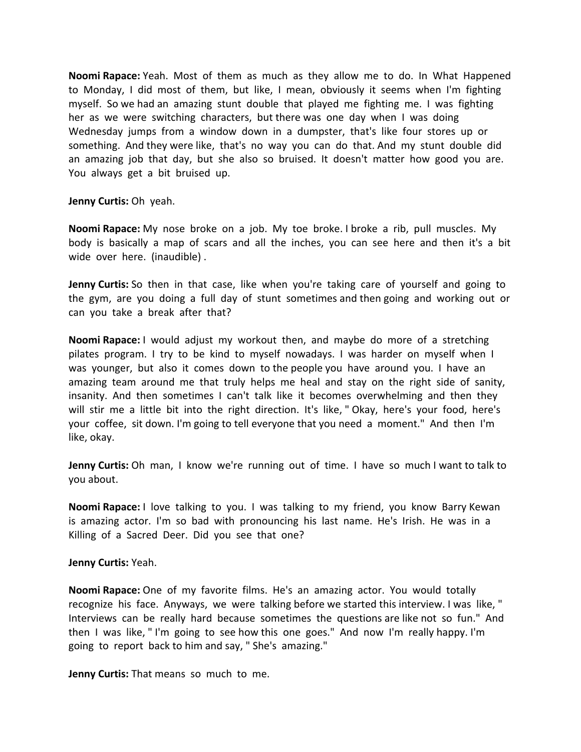**Noomi Rapace:** Yeah. Most of them as much as they allow me to do. In What Happened to Monday, I did most of them, but like, I mean, obviously it seems when I'm fighting myself. So we had an amazing stunt double that played me fighting me. I was fighting her as we were switching characters, but there was one day when I was doing Wednesday jumps from a window down in a dumpster, that's like four stores up or something. And they were like, that's no way you can do that. And my stunt double did an amazing job that day, but she also so bruised. It doesn't matter how good you are. You always get a bit bruised up.

**Jenny Curtis:** Oh yeah.

**Noomi Rapace:** My nose broke on a job. My toe broke. I broke a rib, pull muscles. My body is basically a map of scars and all the inches, you can see here and then it's a bit wide over here. (inaudible) .

**Jenny Curtis:** So then in that case, like when you're taking care of yourself and going to the gym, are you doing a full day of stunt sometimes and then going and working out or can you take a break after that?

**Noomi Rapace:** I would adjust my workout then, and maybe do more of a stretching pilates program. I try to be kind to myself nowadays. I was harder on myself when I was younger, but also it comes down to the people you have around you. I have an amazing team around me that truly helps me heal and stay on the right side of sanity, insanity. And then sometimes I can't talk like it becomes overwhelming and then they will stir me a little bit into the right direction. It's like, " Okay, here's your food, here's your coffee, sit down. I'm going to tell everyone that you need a moment." And then I'm like, okay.

**Jenny Curtis:** Oh man, I know we're running out of time. I have so much I want to talk to you about.

**Noomi Rapace:** I love talking to you. I was talking to my friend, you know Barry Kewan is amazing actor. I'm so bad with pronouncing his last name. He's Irish. He was in a Killing of a Sacred Deer. Did you see that one?

**Jenny Curtis:** Yeah.

**Noomi Rapace:** One of my favorite films. He's an amazing actor. You would totally recognize his face. Anyways, we were talking before we started this interview. I was like, " Interviews can be really hard because sometimes the questions are like not so fun." And then I was like, " I'm going to see how this one goes." And now I'm really happy. I'm going to report back to him and say, " She's amazing."

**Jenny Curtis:** That means so much to me.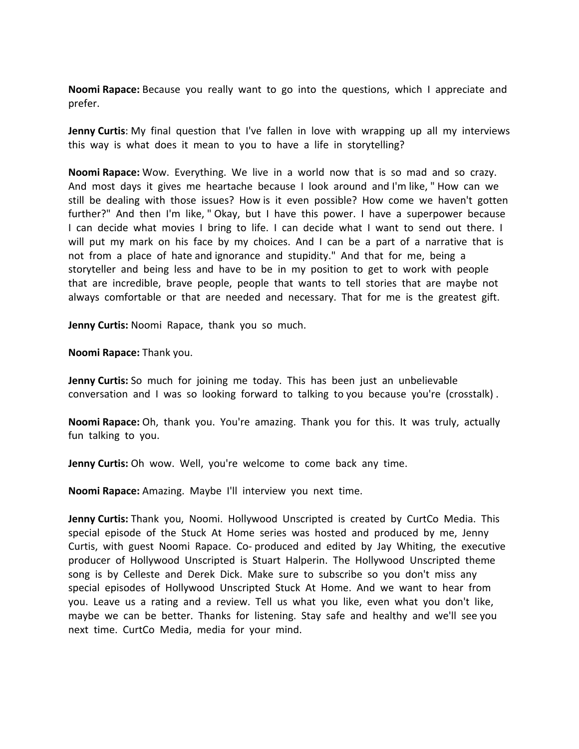**Noomi Rapace:** Because you really want to go into the questions, which I appreciate and prefer.

**Jenny Curtis**: My final question that I've fallen in love with wrapping up all my interviews this way is what does it mean to you to have a life in storytelling?

**Noomi Rapace:** Wow. Everything. We live in a world now that is so mad and so crazy. And most days it gives me heartache because I look around and I'm like, " How can we still be dealing with those issues? How is it even possible? How come we haven't gotten further?" And then I'm like, " Okay, but I have this power. I have a superpower because I can decide what movies I bring to life. I can decide what I want to send out there. I will put my mark on his face by my choices. And I can be a part of a narrative that is not from a place of hate and ignorance and stupidity." And that for me, being a storyteller and being less and have to be in my position to get to work with people that are incredible, brave people, people that wants to tell stories that are maybe not always comfortable or that are needed and necessary. That for me is the greatest gift.

**Jenny Curtis:** Noomi Rapace, thank you so much.

**Noomi Rapace:** Thank you.

**Jenny Curtis:** So much for joining me today. This has been just an unbelievable conversation and I was so looking forward to talking to you because you're (crosstalk) .

**Noomi Rapace:** Oh, thank you. You're amazing. Thank you for this. It was truly, actually fun talking to you.

**Jenny Curtis:** Oh wow. Well, you're welcome to come back any time.

**Noomi Rapace:** Amazing. Maybe I'll interview you next time.

**Jenny Curtis:** Thank you, Noomi. Hollywood Unscripted is created by CurtCo Media. This special episode of the Stuck At Home series was hosted and produced by me, Jenny Curtis, with guest Noomi Rapace. Co- produced and edited by Jay Whiting, the executive producer of Hollywood Unscripted is Stuart Halperin. The Hollywood Unscripted theme song is by Celleste and Derek Dick. Make sure to subscribe so you don't miss any special episodes of Hollywood Unscripted Stuck At Home. And we want to hear from you. Leave us a rating and a review. Tell us what you like, even what you don't like, maybe we can be better. Thanks for listening. Stay safe and healthy and we'll see you next time. CurtCo Media, media for your mind.